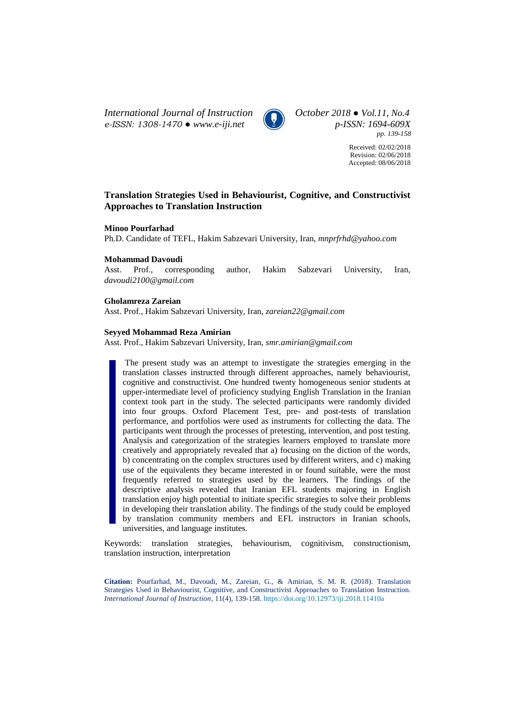Received: 02/02/2018
Revision: 02/06/2018
Accepted: 08/06/2018

# Translation Strategies Used in Behaviourist, Cognitive, and Constructivist Approaches to Translation Instruction

**Minoo Pourfarhad**
Ph.D. Candidate of TEFL, Hakim Sabzevari University, Iran, *mnprfrhd@yahoo.com*

**Mohammad Davoudi**
Asst. Prof., corresponding author, Hakim Sabzevari University, Iran, *davoudi2100@gmail.com*

**Gholamreza Zareian**
Asst. Prof., Hakim Sabzevari University, Iran, *zareian22@gmail.com*

**Seyyed Mohammad Reza Amirian**
Asst. Prof., Hakim Sabzevari University, Iran, *smr.amirian@gmail.com*

The present study was an attempt to investigate the strategies emerging in the translation classes instructed through different approaches, namely behaviourist, cognitive and constructivist. One hundred twenty homogeneous senior students at upper-intermediate level of proficiency studying English Translation in the Iranian context took part in the study. The selected participants were randomly divided into four groups. Oxford Placement Test, pre- and post-tests of translation performance, and portfolios were used as instruments for collecting the data. The participants went through the processes of pretesting, intervention, and post testing. Analysis and categorization of the strategies learners employed to translate more creatively and appropriately revealed that a) focusing on the diction of the words, b) concentrating on the complex structures used by different writers, and c) making use of the equivalents they became interested in or found suitable, were the most frequently referred to strategies used by the learners. The findings of the descriptive analysis revealed that Iranian EFL students majoring in English translation enjoy high potential to initiate specific strategies to solve their problems in developing their translation ability. The findings of the study could be employed by translation community members and EFL instructors in Iranian schools, universities, and language institutes.

Keywords: translation strategies, behaviourism, cognitivism, constructionism, translation instruction, interpretation

**Citation:** Pourfarhad, M., Davoudi, M., Zareian, G., & Amirian, S. M. R. (2018). Translation Strategies Used in Behaviourist, Cognitive, and Constructivist Approaches to Translation Instruction. *International Journal of Instruction*, 11(4), 139-158. https://doi.org/10.12973/iji.2018.11410a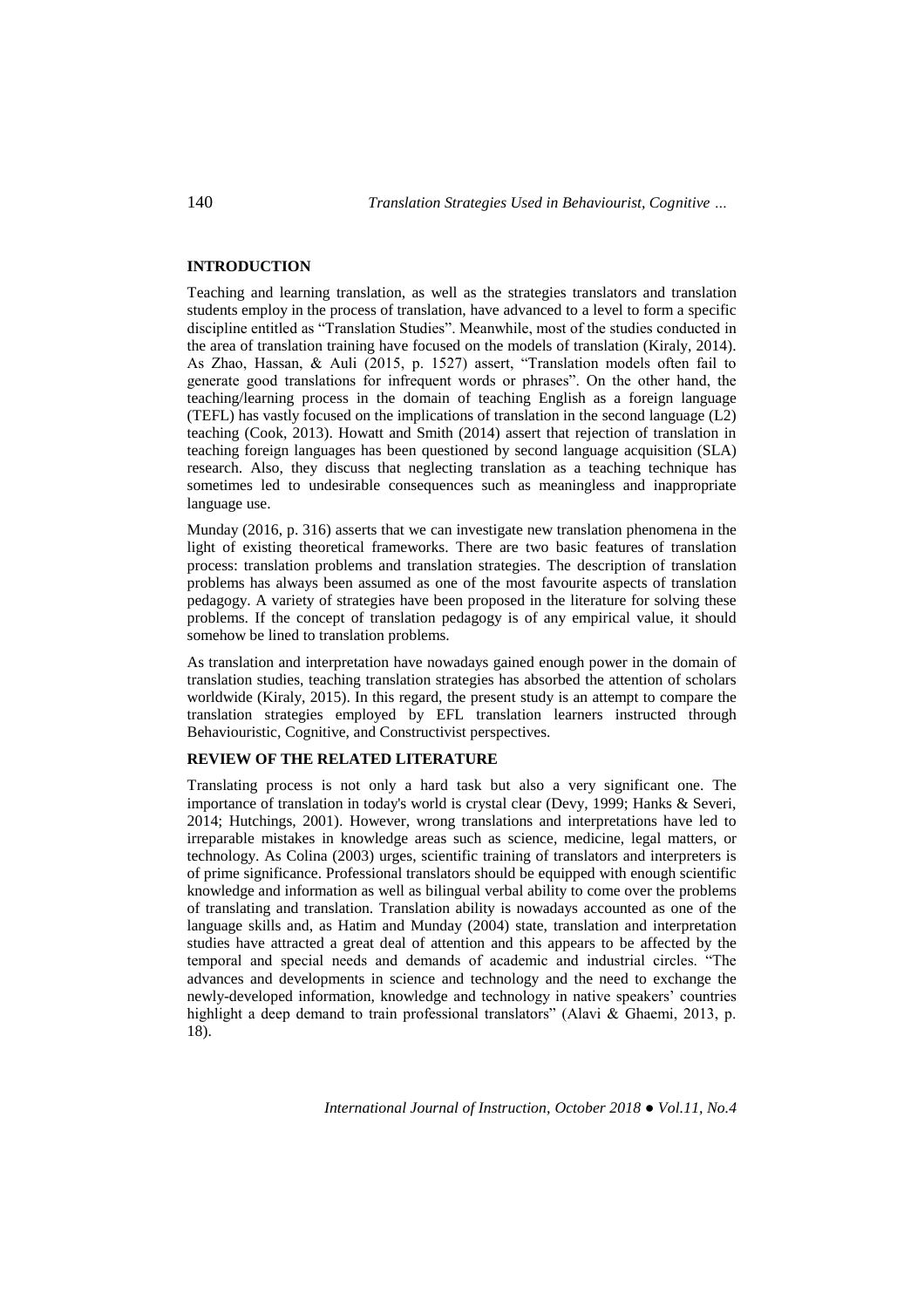## INTRODUCTION

Teaching and learning translation, as well as the strategies translators and translation students employ in the process of translation, have advanced to a level to form a specific discipline entitled as "Translation Studies". Meanwhile, most of the studies conducted in the area of translation training have focused on the models of translation (Kiraly, 2014). As Zhao, Hassan, & Auli (2015, p. 1527) assert, "Translation models often fail to generate good translations for infrequent words or phrases". On the other hand, the teaching/learning process in the domain of teaching English as a foreign language (TEFL) has vastly focused on the implications of translation in the second language (L2) teaching (Cook, 2013). Howatt and Smith (2014) assert that rejection of translation in teaching foreign languages has been questioned by second language acquisition (SLA) research. Also, they discuss that neglecting translation as a teaching technique has sometimes led to undesirable consequences such as meaningless and inappropriate language use.

Munday (2016, p. 316) asserts that we can investigate new translation phenomena in the light of existing theoretical frameworks. There are two basic features of translation process: translation problems and translation strategies. The description of translation problems has always been assumed as one of the most favourite aspects of translation pedagogy. A variety of strategies have been proposed in the literature for solving these problems. If the concept of translation pedagogy is of any empirical value, it should somehow be lined to translation problems.

As translation and interpretation have nowadays gained enough power in the domain of translation studies, teaching translation strategies has absorbed the attention of scholars worldwide (Kiraly, 2015). In this regard, the present study is an attempt to compare the translation strategies employed by EFL translation learners instructed through Behaviouristic, Cognitive, and Constructivist perspectives.

## REVIEW OF THE RELATED LITERATURE

Translating process is not only a hard task but also a very significant one. The importance of translation in today's world is crystal clear (Devy, 1999; Hanks & Severi, 2014; Hutchings, 2001). However, wrong translations and interpretations have led to irreparable mistakes in knowledge areas such as science, medicine, legal matters, or technology. As Colina (2003) urges, scientific training of translators and interpreters is of prime significance. Professional translators should be equipped with enough scientific knowledge and information as well as bilingual verbal ability to come over the problems of translating and translation. Translation ability is nowadays accounted as one of the language skills and, as Hatim and Munday (2004) state, translation and interpretation studies have attracted a great deal of attention and this appears to be affected by the temporal and special needs and demands of academic and industrial circles. "The advances and developments in science and technology and the need to exchange the newly-developed information, knowledge and technology in native speakers' countries highlight a deep demand to train professional translators" (Alavi & Ghaemi, 2013, p. 18).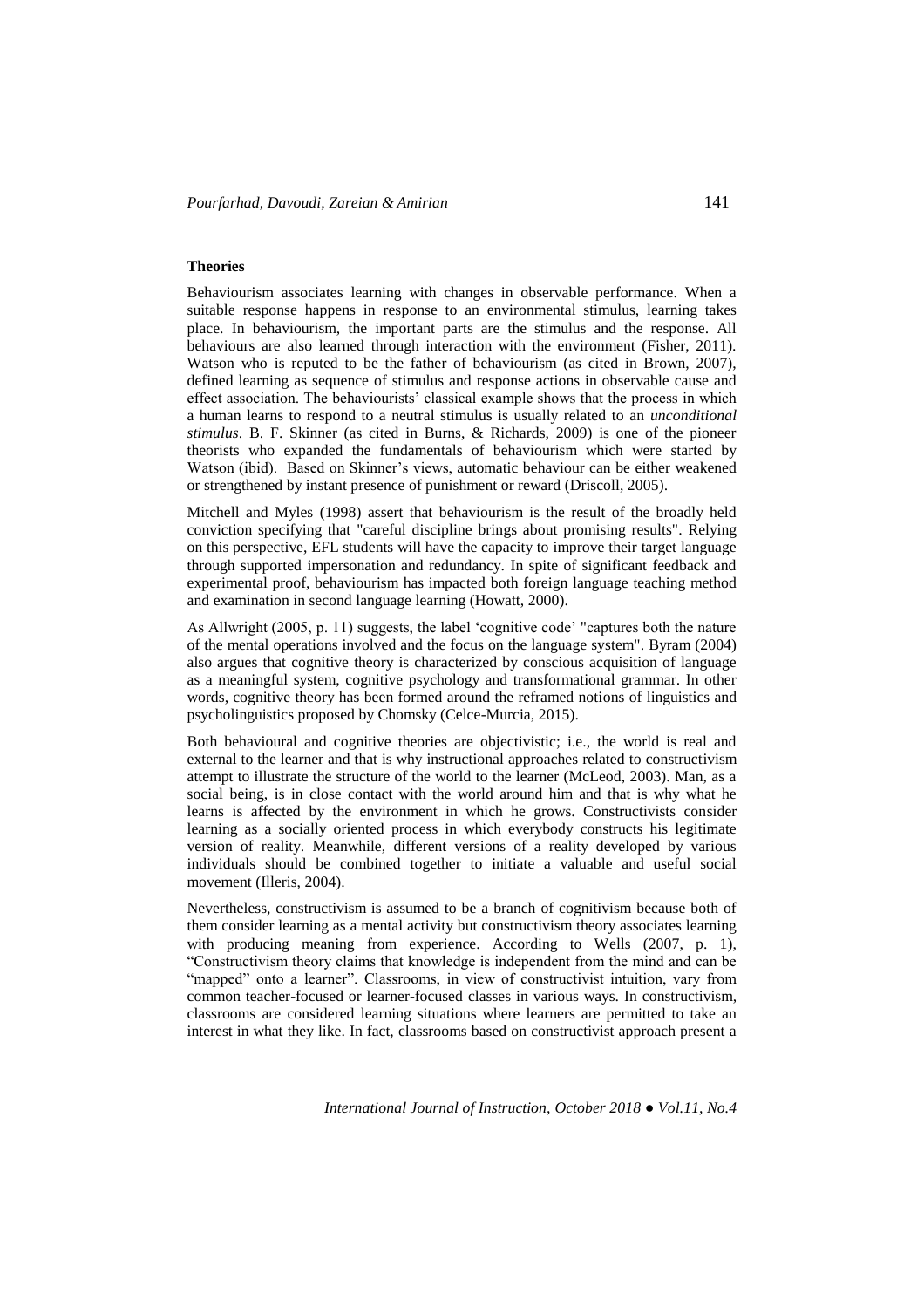**Theories**

Behaviourism associates learning with changes in observable performance. When a suitable response happens in response to an environmental stimulus, learning takes place. In behaviourism, the important parts are the stimulus and the response. All behaviours are also learned through interaction with the environment (Fisher, 2011). Watson who is reputed to be the father of behaviourism (as cited in Brown, 2007), defined learning as sequence of stimulus and response actions in observable cause and effect association. The behaviourists' classical example shows that the process in which a human learns to respond to a neutral stimulus is usually related to an *unconditional stimulus*. B. F. Skinner (as cited in Burns, & Richards, 2009) is one of the pioneer theorists who expanded the fundamentals of behaviourism which were started by Watson (ibid). Based on Skinner's views, automatic behaviour can be either weakened or strengthened by instant presence of punishment or reward (Driscoll, 2005).

Mitchell and Myles (1998) assert that behaviourism is the result of the broadly held conviction specifying that "careful discipline brings about promising results". Relying on this perspective, EFL students will have the capacity to improve their target language through supported impersonation and redundancy. In spite of significant feedback and experimental proof, behaviourism has impacted both foreign language teaching method and examination in second language learning (Howatt, 2000).

As Allwright (2005, p. 11) suggests, the label 'cognitive code' "captures both the nature of the mental operations involved and the focus on the language system". Byram (2004) also argues that cognitive theory is characterized by conscious acquisition of language as a meaningful system, cognitive psychology and transformational grammar. In other words, cognitive theory has been formed around the reframed notions of linguistics and psycholinguistics proposed by Chomsky (Celce-Murcia, 2015).

Both behavioural and cognitive theories are objectivistic; i.e., the world is real and external to the learner and that is why instructional approaches related to constructivism attempt to illustrate the structure of the world to the learner (McLeod, 2003). Man, as a social being, is in close contact with the world around him and that is why what he learns is affected by the environment in which he grows. Constructivists consider learning as a socially oriented process in which everybody constructs his legitimate version of reality. Meanwhile, different versions of a reality developed by various individuals should be combined together to initiate a valuable and useful social movement (Illeris, 2004).

Nevertheless, constructivism is assumed to be a branch of cognitivism because both of them consider learning as a mental activity but constructivism theory associates learning with producing meaning from experience. According to Wells (2007, p. 1), "Constructivism theory claims that knowledge is independent from the mind and can be "mapped" onto a learner". Classrooms, in view of constructivist intuition, vary from common teacher-focused or learner-focused classes in various ways. In constructivism, classrooms are considered learning situations where learners are permitted to take an interest in what they like. In fact, classrooms based on constructivist approach present a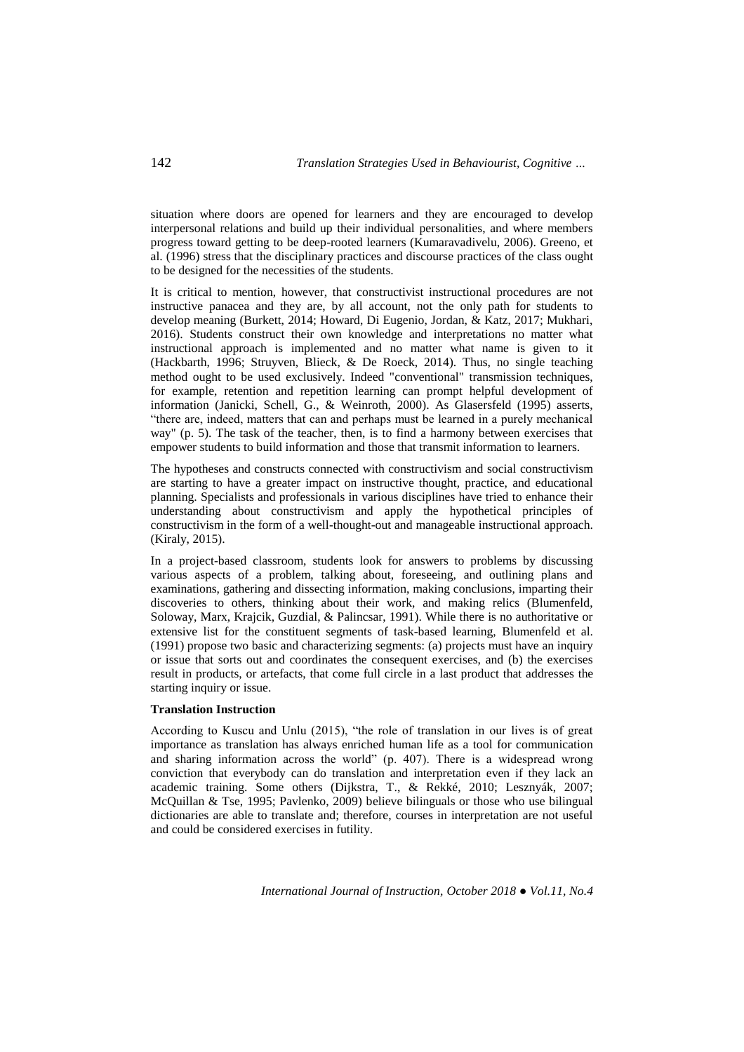situation where doors are opened for learners and they are encouraged to develop interpersonal relations and build up their individual personalities, and where members progress toward getting to be deep-rooted learners (Kumaravadivelu, 2006). Greeno, et al. (1996) stress that the disciplinary practices and discourse practices of the class ought to be designed for the necessities of the students.

It is critical to mention, however, that constructivist instructional procedures are not instructive panacea and they are, by all account, not the only path for students to develop meaning (Burkett, 2014; Howard, Di Eugenio, Jordan, & Katz, 2017; Mukhari, 2016). Students construct their own knowledge and interpretations no matter what instructional approach is implemented and no matter what name is given to it (Hackbarth, 1996; Struyven, Blieck, & De Roeck, 2014). Thus, no single teaching method ought to be used exclusively. Indeed "conventional" transmission techniques, for example, retention and repetition learning can prompt helpful development of information (Janicki, Schell, G., & Weinroth, 2000). As Glasersfeld (1995) asserts, "there are, indeed, matters that can and perhaps must be learned in a purely mechanical way" (p. 5). The task of the teacher, then, is to find a harmony between exercises that empower students to build information and those that transmit information to learners.

The hypotheses and constructs connected with constructivism and social constructivism are starting to have a greater impact on instructive thought, practice, and educational planning. Specialists and professionals in various disciplines have tried to enhance their understanding about constructivism and apply the hypothetical principles of constructivism in the form of a well-thought-out and manageable instructional approach. (Kiraly, 2015).

In a project-based classroom, students look for answers to problems by discussing various aspects of a problem, talking about, foreseeing, and outlining plans and examinations, gathering and dissecting information, making conclusions, imparting their discoveries to others, thinking about their work, and making relics (Blumenfeld, Soloway, Marx, Krajcik, Guzdial, & Palincsar, 1991). While there is no authoritative or extensive list for the constituent segments of task-based learning, Blumenfeld et al. (1991) propose two basic and characterizing segments: (a) projects must have an inquiry or issue that sorts out and coordinates the consequent exercises, and (b) the exercises result in products, or artefacts, that come full circle in a last product that addresses the starting inquiry or issue.

**Translation Instruction**

According to Kuscu and Unlu (2015), "the role of translation in our lives is of great importance as translation has always enriched human life as a tool for communication and sharing information across the world" (p. 407). There is a widespread wrong conviction that everybody can do translation and interpretation even if they lack an academic training. Some others (Dijkstra, T., & Rekké, 2010; Lesznyák, 2007; McQuillan & Tse, 1995; Pavlenko, 2009) believe bilinguals or those who use bilingual dictionaries are able to translate and; therefore, courses in interpretation are not useful and could be considered exercises in futility.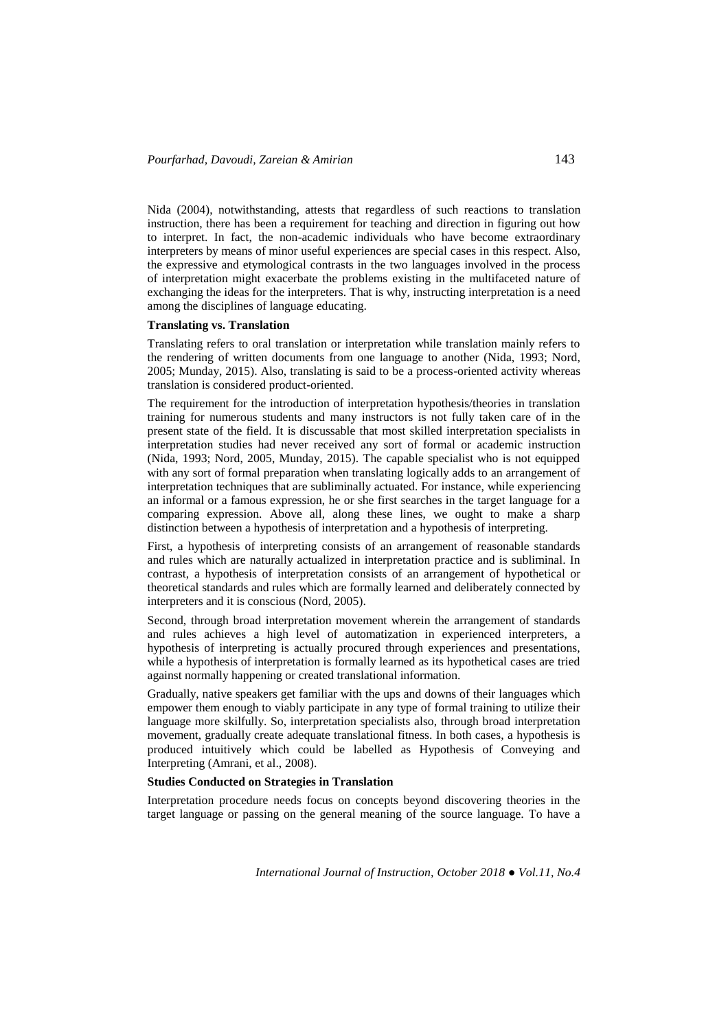Nida (2004), notwithstanding, attests that regardless of such reactions to translation instruction, there has been a requirement for teaching and direction in figuring out how to interpret. In fact, the non-academic individuals who have become extraordinary interpreters by means of minor useful experiences are special cases in this respect. Also, the expressive and etymological contrasts in the two languages involved in the process of interpretation might exacerbate the problems existing in the multifaceted nature of exchanging the ideas for the interpreters. That is why, instructing interpretation is a need among the disciplines of language educating.

**Translating vs. Translation**

Translating refers to oral translation or interpretation while translation mainly refers to the rendering of written documents from one language to another (Nida, 1993; Nord, 2005; Munday, 2015). Also, translating is said to be a process-oriented activity whereas translation is considered product-oriented.

The requirement for the introduction of interpretation hypothesis/theories in translation training for numerous students and many instructors is not fully taken care of in the present state of the field. It is discussable that most skilled interpretation specialists in interpretation studies had never received any sort of formal or academic instruction (Nida, 1993; Nord, 2005, Munday, 2015). The capable specialist who is not equipped with any sort of formal preparation when translating logically adds to an arrangement of interpretation techniques that are subliminally actuated. For instance, while experiencing an informal or a famous expression, he or she first searches in the target language for a comparing expression. Above all, along these lines, we ought to make a sharp distinction between a hypothesis of interpretation and a hypothesis of interpreting.

First, a hypothesis of interpreting consists of an arrangement of reasonable standards and rules which are naturally actualized in interpretation practice and is subliminal. In contrast, a hypothesis of interpretation consists of an arrangement of hypothetical or theoretical standards and rules which are formally learned and deliberately connected by interpreters and it is conscious (Nord, 2005).

Second, through broad interpretation movement wherein the arrangement of standards and rules achieves a high level of automatization in experienced interpreters, a hypothesis of interpreting is actually procured through experiences and presentations, while a hypothesis of interpretation is formally learned as its hypothetical cases are tried against normally happening or created translational information.

Gradually, native speakers get familiar with the ups and downs of their languages which empower them enough to viably participate in any type of formal training to utilize their language more skilfully. So, interpretation specialists also, through broad interpretation movement, gradually create adequate translational fitness. In both cases, a hypothesis is produced intuitively which could be labelled as Hypothesis of Conveying and Interpreting (Amrani, et al., 2008).

**Studies Conducted on Strategies in Translation**

Interpretation procedure needs focus on concepts beyond discovering theories in the target language or passing on the general meaning of the source language. To have a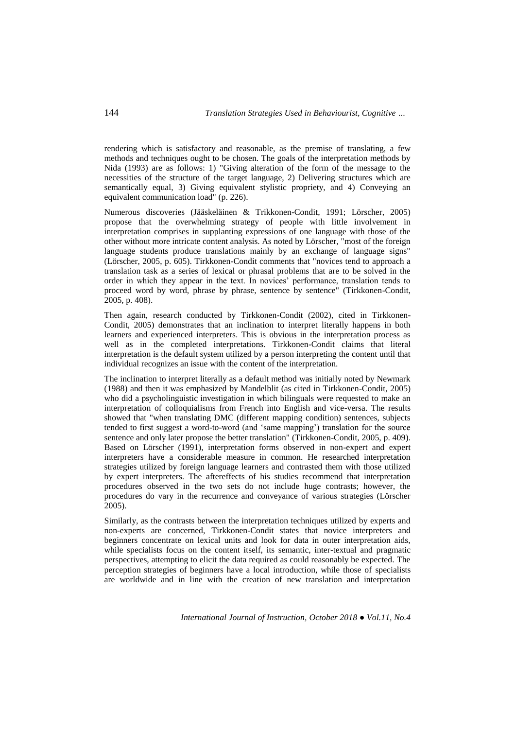rendering which is satisfactory and reasonable, as the premise of translating, a few methods and techniques ought to be chosen. The goals of the interpretation methods by Nida (1993) are as follows: 1) "Giving alteration of the form of the message to the necessities of the structure of the target language, 2) Delivering structures which are semantically equal, 3) Giving equivalent stylistic propriety, and 4) Conveying an equivalent communication load" (p. 226).

Numerous discoveries (Jääskeläinen & Trikkonen-Condit, 1991; Lörscher, 2005) propose that the overwhelming strategy of people with little involvement in interpretation comprises in supplanting expressions of one language with those of the other without more intricate content analysis. As noted by Lörscher, "most of the foreign language students produce translations mainly by an exchange of language signs" (Lörscher, 2005, p. 605). Tirkkonen-Condit comments that "novices tend to approach a translation task as a series of lexical or phrasal problems that are to be solved in the order in which they appear in the text. In novices' performance, translation tends to proceed word by word, phrase by phrase, sentence by sentence" (Tirkkonen-Condit, 2005, p. 408).

Then again, research conducted by Tirkkonen-Condit (2002), cited in Tirkkonen-Condit, 2005) demonstrates that an inclination to interpret literally happens in both learners and experienced interpreters. This is obvious in the interpretation process as well as in the completed interpretations. Tirkkonen-Condit claims that literal interpretation is the default system utilized by a person interpreting the content until that individual recognizes an issue with the content of the interpretation.

The inclination to interpret literally as a default method was initially noted by Newmark (1988) and then it was emphasized by Mandelblit (as cited in Tirkkonen-Condit, 2005) who did a psycholinguistic investigation in which bilinguals were requested to make an interpretation of colloquialisms from French into English and vice-versa. The results showed that "when translating DMC (different mapping condition) sentences, subjects tended to first suggest a word-to-word (and 'same mapping') translation for the source sentence and only later propose the better translation" (Tirkkonen-Condit, 2005, p. 409). Based on Lörscher (1991), interpretation forms observed in non-expert and expert interpreters have a considerable measure in common. He researched interpretation strategies utilized by foreign language learners and contrasted them with those utilized by expert interpreters. The aftereffects of his studies recommend that interpretation procedures observed in the two sets do not include huge contrasts; however, the procedures do vary in the recurrence and conveyance of various strategies (Lörscher 2005).

Similarly, as the contrasts between the interpretation techniques utilized by experts and non-experts are concerned, Tirkkonen-Condit states that novice interpreters and beginners concentrate on lexical units and look for data in outer interpretation aids, while specialists focus on the content itself, its semantic, inter-textual and pragmatic perspectives, attempting to elicit the data required as could reasonably be expected. The perception strategies of beginners have a local introduction, while those of specialists are worldwide and in line with the creation of new translation and interpretation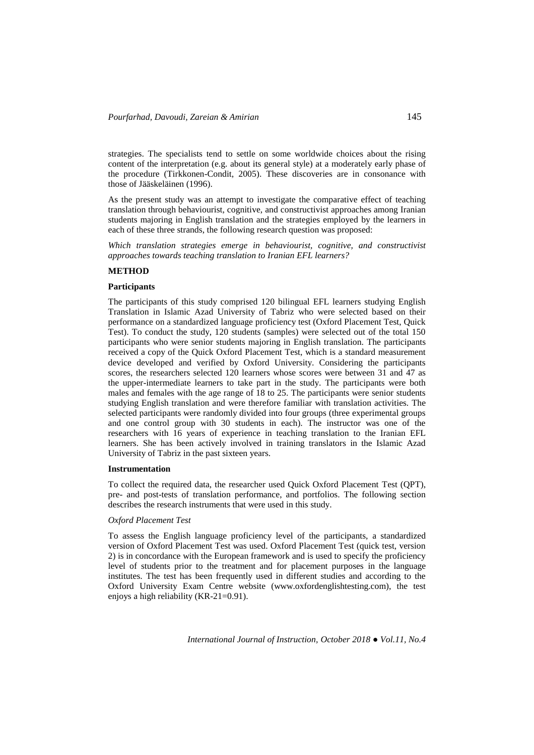strategies. The specialists tend to settle on some worldwide choices about the rising content of the interpretation (e.g. about its general style) at a moderately early phase of the procedure (Tirkkonen-Condit, 2005). These discoveries are in consonance with those of Jääskeläinen (1996).

As the present study was an attempt to investigate the comparative effect of teaching translation through behaviourist, cognitive, and constructivist approaches among Iranian students majoring in English translation and the strategies employed by the learners in each of these three strands, the following research question was proposed:

*Which translation strategies emerge in behaviourist, cognitive, and constructivist approaches towards teaching translation to Iranian EFL learners?*

## METHOD

### Participants

The participants of this study comprised 120 bilingual EFL learners studying English Translation in Islamic Azad University of Tabriz who were selected based on their performance on a standardized language proficiency test (Oxford Placement Test, Quick Test). To conduct the study, 120 students (samples) were selected out of the total 150 participants who were senior students majoring in English translation. The participants received a copy of the Quick Oxford Placement Test, which is a standard measurement device developed and verified by Oxford University. Considering the participants scores, the researchers selected 120 learners whose scores were between 31 and 47 as the upper-intermediate learners to take part in the study. The participants were both males and females with the age range of 18 to 25. The participants were senior students studying English translation and were therefore familiar with translation activities. The selected participants were randomly divided into four groups (three experimental groups and one control group with 30 students in each). The instructor was one of the researchers with 16 years of experience in teaching translation to the Iranian EFL learners. She has been actively involved in training translators in the Islamic Azad University of Tabriz in the past sixteen years.

### Instrumentation

To collect the required data, the researcher used Quick Oxford Placement Test (QPT), pre- and post-tests of translation performance, and portfolios. The following section describes the research instruments that were used in this study.

#### *Oxford Placement Test*

To assess the English language proficiency level of the participants, a standardized version of Oxford Placement Test was used. Oxford Placement Test (quick test, version 2) is in concordance with the European framework and is used to specify the proficiency level of students prior to the treatment and for placement purposes in the language institutes. The test has been frequently used in different studies and according to the Oxford University Exam Centre website (www.oxfordenglishtesting.com), the test enjoys a high reliability (KR-21=0.91).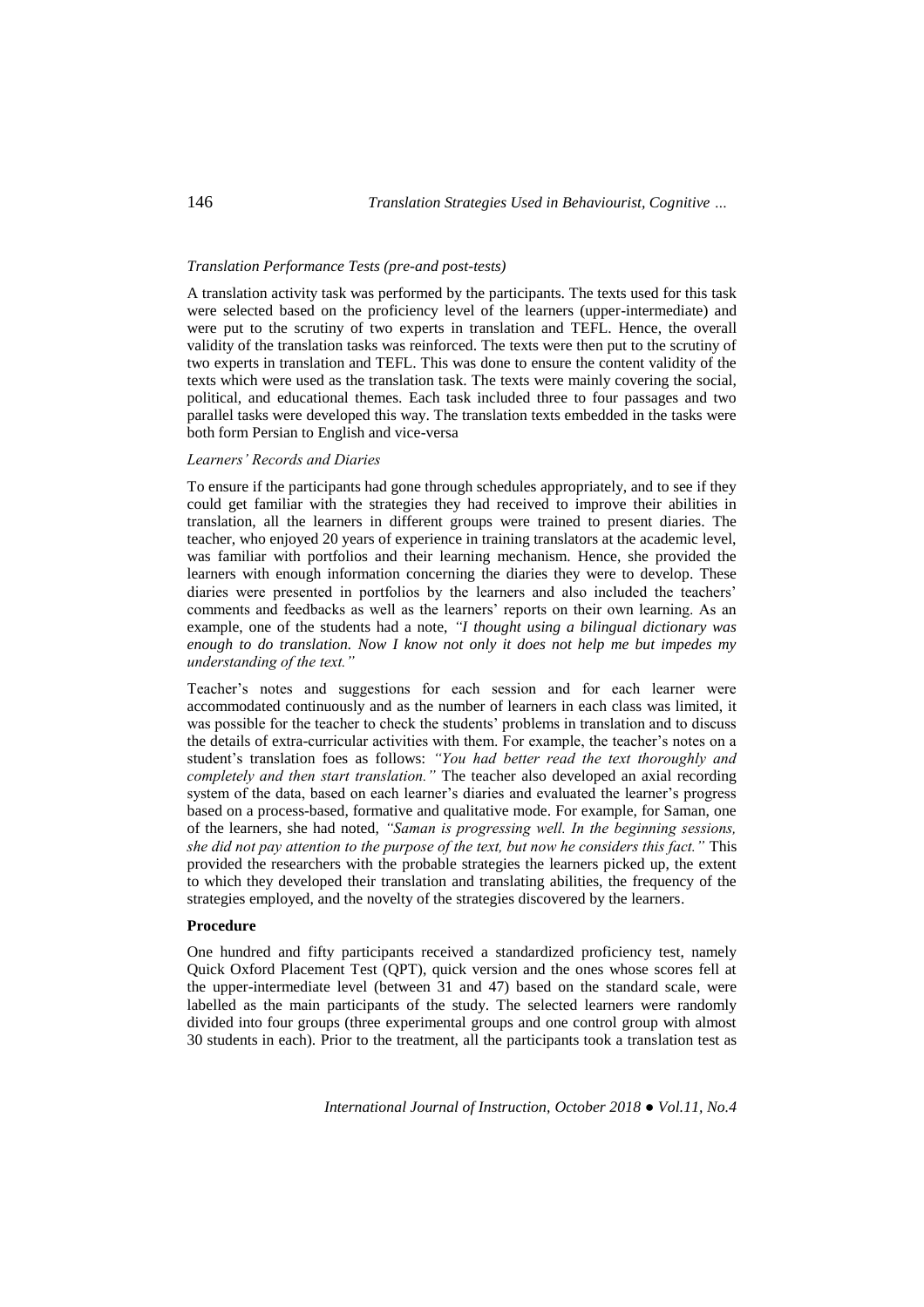*Translation Performance Tests (pre-and post-tests)*

A translation activity task was performed by the participants. The texts used for this task were selected based on the proficiency level of the learners (upper-intermediate) and were put to the scrutiny of two experts in translation and TEFL. Hence, the overall validity of the translation tasks was reinforced. The texts were then put to the scrutiny of two experts in translation and TEFL. This was done to ensure the content validity of the texts which were used as the translation task. The texts were mainly covering the social, political, and educational themes. Each task included three to four passages and two parallel tasks were developed this way. The translation texts embedded in the tasks were both form Persian to English and vice-versa

*Learners' Records and Diaries*

To ensure if the participants had gone through schedules appropriately, and to see if they could get familiar with the strategies they had received to improve their abilities in translation, all the learners in different groups were trained to present diaries. The teacher, who enjoyed 20 years of experience in training translators at the academic level, was familiar with portfolios and their learning mechanism. Hence, she provided the learners with enough information concerning the diaries they were to develop. These diaries were presented in portfolios by the learners and also included the teachers' comments and feedbacks as well as the learners' reports on their own learning. As an example, one of the students had a note, *"I thought using a bilingual dictionary was enough to do translation. Now I know not only it does not help me but impedes my understanding of the text."*

Teacher's notes and suggestions for each session and for each learner were accommodated continuously and as the number of learners in each class was limited, it was possible for the teacher to check the students' problems in translation and to discuss the details of extra-curricular activities with them. For example, the teacher's notes on a student's translation foes as follows: *"You had better read the text thoroughly and completely and then start translation."* The teacher also developed an axial recording system of the data, based on each learner's diaries and evaluated the learner's progress based on a process-based, formative and qualitative mode. For example, for Saman, one of the learners, she had noted, *"Saman is progressing well. In the beginning sessions, she did not pay attention to the purpose of the text, but now he considers this fact."* This provided the researchers with the probable strategies the learners picked up, the extent to which they developed their translation and translating abilities, the frequency of the strategies employed, and the novelty of the strategies discovered by the learners.

**Procedure**

One hundred and fifty participants received a standardized proficiency test, namely Quick Oxford Placement Test (QPT), quick version and the ones whose scores fell at the upper-intermediate level (between 31 and 47) based on the standard scale, were labelled as the main participants of the study. The selected learners were randomly divided into four groups (three experimental groups and one control group with almost 30 students in each). Prior to the treatment, all the participants took a translation test as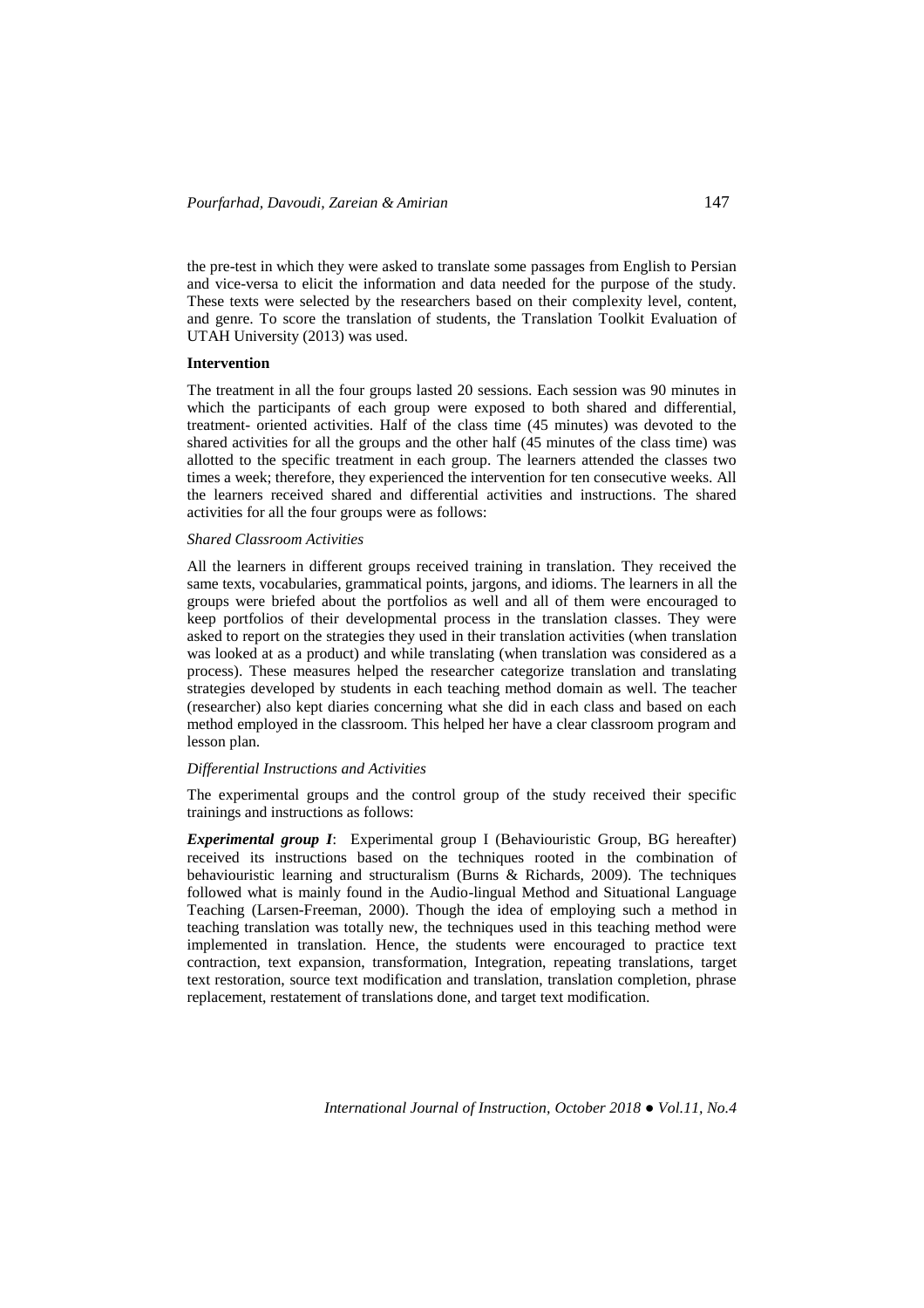the pre-test in which they were asked to translate some passages from English to Persian and vice-versa to elicit the information and data needed for the purpose of the study. These texts were selected by the researchers based on their complexity level, content, and genre. To score the translation of students, the Translation Toolkit Evaluation of UTAH University (2013) was used.

**Intervention**

The treatment in all the four groups lasted 20 sessions. Each session was 90 minutes in which the participants of each group were exposed to both shared and differential, treatment- oriented activities. Half of the class time (45 minutes) was devoted to the shared activities for all the groups and the other half (45 minutes of the class time) was allotted to the specific treatment in each group. The learners attended the classes two times a week; therefore, they experienced the intervention for ten consecutive weeks. All the learners received shared and differential activities and instructions. The shared activities for all the four groups were as follows:

*Shared Classroom Activities*

All the learners in different groups received training in translation. They received the same texts, vocabularies, grammatical points, jargons, and idioms. The learners in all the groups were briefed about the portfolios as well and all of them were encouraged to keep portfolios of their developmental process in the translation classes. They were asked to report on the strategies they used in their translation activities (when translation was looked at as a product) and while translating (when translation was considered as a process). These measures helped the researcher categorize translation and translating strategies developed by students in each teaching method domain as well. The teacher (researcher) also kept diaries concerning what she did in each class and based on each method employed in the classroom. This helped her have a clear classroom program and lesson plan.

*Differential Instructions and Activities*

The experimental groups and the control group of the study received their specific trainings and instructions as follows:

***Experimental group I***: Experimental group I (Behaviouristic Group, BG hereafter) received its instructions based on the techniques rooted in the combination of behaviouristic learning and structuralism (Burns & Richards, 2009). The techniques followed what is mainly found in the Audio-lingual Method and Situational Language Teaching (Larsen-Freeman, 2000). Though the idea of employing such a method in teaching translation was totally new, the techniques used in this teaching method were implemented in translation. Hence, the students were encouraged to practice text contraction, text expansion, transformation, Integration, repeating translations, target text restoration, source text modification and translation, translation completion, phrase replacement, restatement of translations done, and target text modification.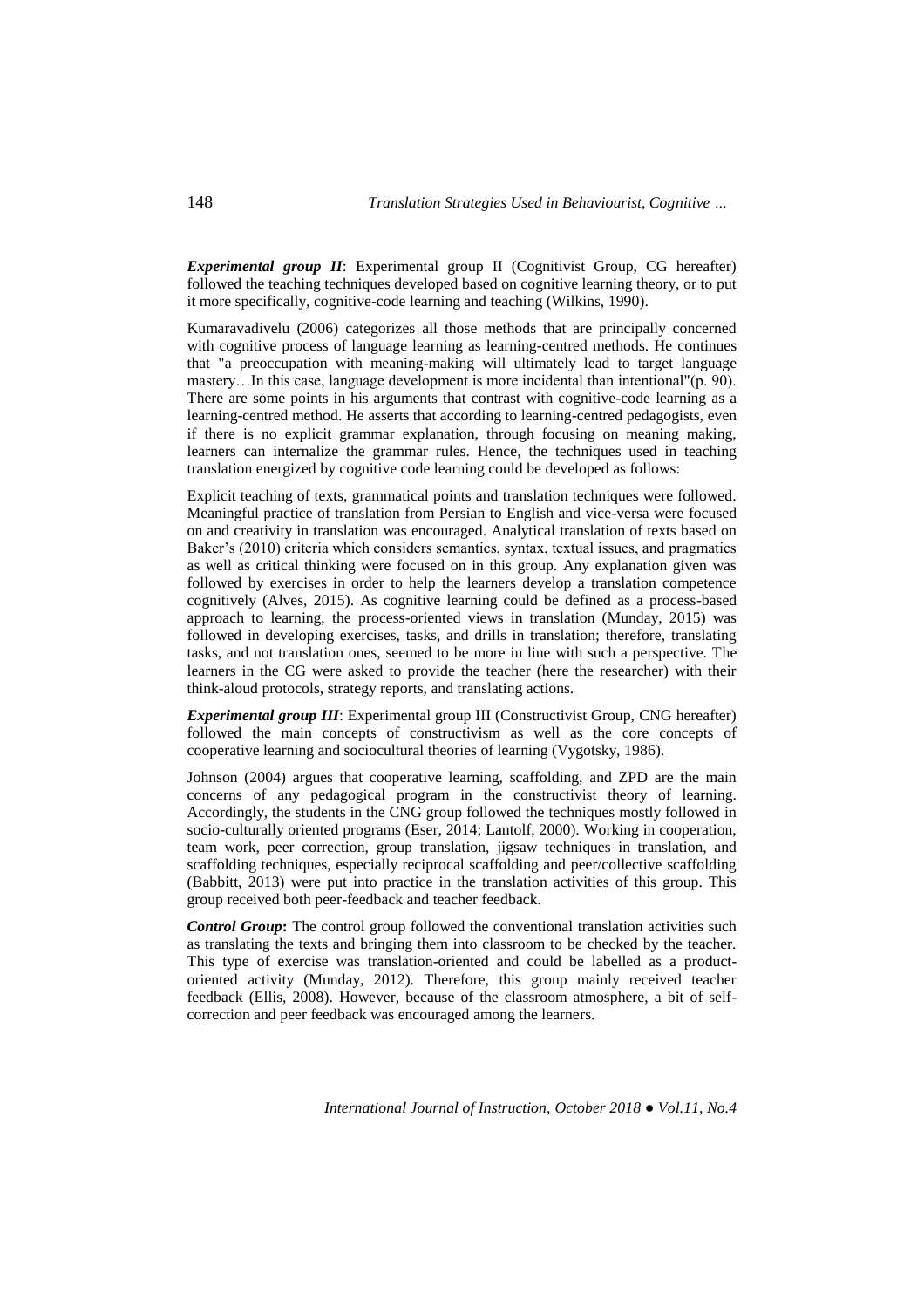***Experimental group II***: Experimental group II (Cognitivist Group, CG hereafter) followed the teaching techniques developed based on cognitive learning theory, or to put it more specifically, cognitive-code learning and teaching (Wilkins, 1990).

Kumaravadivelu (2006) categorizes all those methods that are principally concerned with cognitive process of language learning as learning-centred methods. He continues that "a preoccupation with meaning-making will ultimately lead to target language mastery…In this case, language development is more incidental than intentional"(p. 90). There are some points in his arguments that contrast with cognitive-code learning as a learning-centred method. He asserts that according to learning-centred pedagogists, even if there is no explicit grammar explanation, through focusing on meaning making, learners can internalize the grammar rules. Hence, the techniques used in teaching translation energized by cognitive code learning could be developed as follows:

Explicit teaching of texts, grammatical points and translation techniques were followed. Meaningful practice of translation from Persian to English and vice-versa were focused on and creativity in translation was encouraged. Analytical translation of texts based on Baker's (2010) criteria which considers semantics, syntax, textual issues, and pragmatics as well as critical thinking were focused on in this group. Any explanation given was followed by exercises in order to help the learners develop a translation competence cognitively (Alves, 2015). As cognitive learning could be defined as a process-based approach to learning, the process-oriented views in translation (Munday, 2015) was followed in developing exercises, tasks, and drills in translation; therefore, translating tasks, and not translation ones, seemed to be more in line with such a perspective. The learners in the CG were asked to provide the teacher (here the researcher) with their think-aloud protocols, strategy reports, and translating actions.

***Experimental group III***: Experimental group III (Constructivist Group, CNG hereafter) followed the main concepts of constructivism as well as the core concepts of cooperative learning and sociocultural theories of learning (Vygotsky, 1986).

Johnson (2004) argues that cooperative learning, scaffolding, and ZPD are the main concerns of any pedagogical program in the constructivist theory of learning. Accordingly, the students in the CNG group followed the techniques mostly followed in socio-culturally oriented programs (Eser, 2014; Lantolf, 2000). Working in cooperation, team work, peer correction, group translation, jigsaw techniques in translation, and scaffolding techniques, especially reciprocal scaffolding and peer/collective scaffolding (Babbitt, 2013) were put into practice in the translation activities of this group. This group received both peer-feedback and teacher feedback.

***Control Group*****:** The control group followed the conventional translation activities such as translating the texts and bringing them into classroom to be checked by the teacher. This type of exercise was translation-oriented and could be labelled as a product-oriented activity (Munday, 2012). Therefore, this group mainly received teacher feedback (Ellis, 2008). However, because of the classroom atmosphere, a bit of self-correction and peer feedback was encouraged among the learners.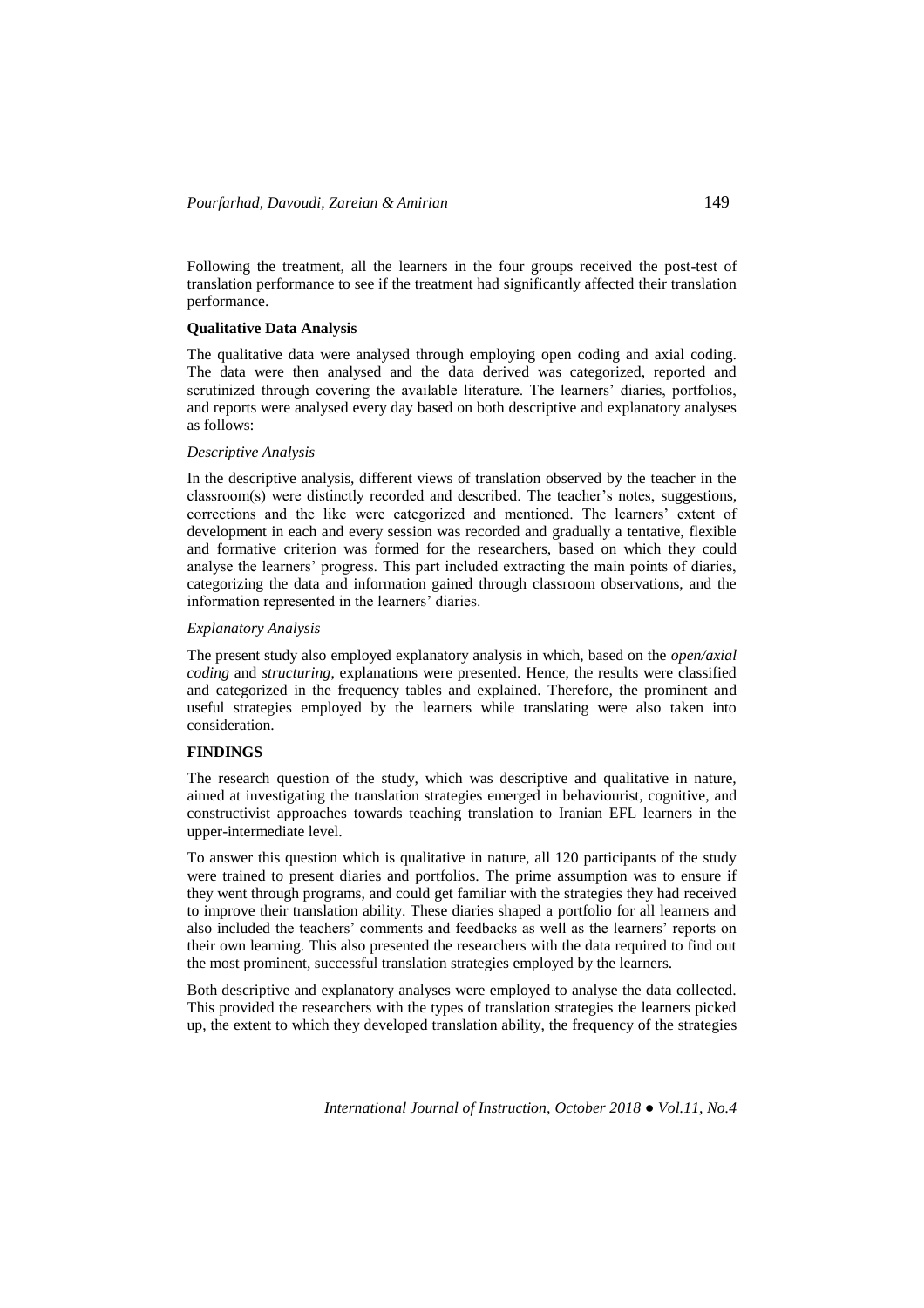Following the treatment, all the learners in the four groups received the post-test of translation performance to see if the treatment had significantly affected their translation performance.

### Qualitative Data Analysis

The qualitative data were analysed through employing open coding and axial coding. The data were then analysed and the data derived was categorized, reported and scrutinized through covering the available literature. The learners' diaries, portfolios, and reports were analysed every day based on both descriptive and explanatory analyses as follows:

#### *Descriptive Analysis*

In the descriptive analysis, different views of translation observed by the teacher in the classroom(s) were distinctly recorded and described. The teacher's notes, suggestions, corrections and the like were categorized and mentioned. The learners' extent of development in each and every session was recorded and gradually a tentative, flexible and formative criterion was formed for the researchers, based on which they could analyse the learners' progress. This part included extracting the main points of diaries, categorizing the data and information gained through classroom observations, and the information represented in the learners' diaries.

#### *Explanatory Analysis*

The present study also employed explanatory analysis in which, based on the *open/axial coding* and *structuring*, explanations were presented. Hence, the results were classified and categorized in the frequency tables and explained. Therefore, the prominent and useful strategies employed by the learners while translating were also taken into consideration.

## FINDINGS

The research question of the study, which was descriptive and qualitative in nature, aimed at investigating the translation strategies emerged in behaviourist, cognitive, and constructivist approaches towards teaching translation to Iranian EFL learners in the upper-intermediate level.

To answer this question which is qualitative in nature, all 120 participants of the study were trained to present diaries and portfolios. The prime assumption was to ensure if they went through programs, and could get familiar with the strategies they had received to improve their translation ability. These diaries shaped a portfolio for all learners and also included the teachers' comments and feedbacks as well as the learners' reports on their own learning. This also presented the researchers with the data required to find out the most prominent, successful translation strategies employed by the learners.

Both descriptive and explanatory analyses were employed to analyse the data collected. This provided the researchers with the types of translation strategies the learners picked up, the extent to which they developed translation ability, the frequency of the strategies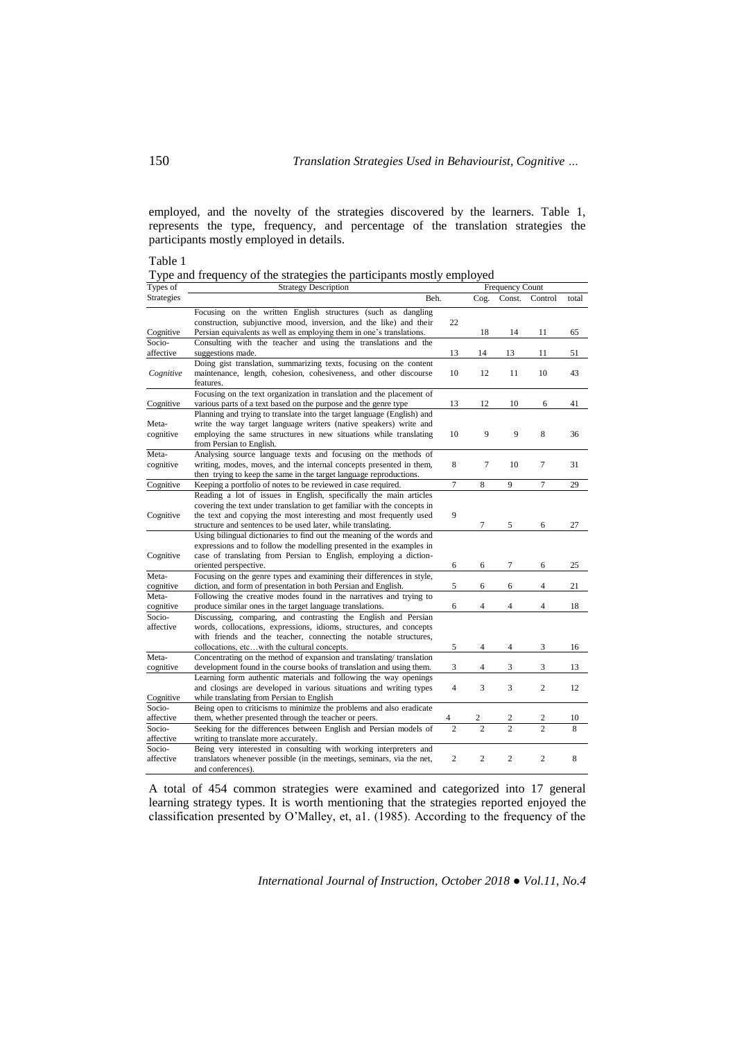employed, and the novelty of the strategies discovered by the learners. Table 1, represents the type, frequency, and percentage of the translation strategies the participants mostly employed in details.

Table 1
Type and frequency of the strategies the participants mostly employed

| Types of Strategies | Strategy Description | Frequency Count | | | | |
|---|---|---|---|---|---|---|
| | | Beh. | Cog. | Const. | Control | total |
| Cognitive | Focusing on the written English structures (such as dangling construction, subjunctive mood, inversion, and the like) and their Persian equivalents as well as employing them in one's translations. | 22 | 18 | 14 | 11 | 65 |
| Socio-affective | Consulting with the teacher and using the translations and the suggestions made. | 13 | 14 | 13 | 11 | 51 |
| *Cognitive* | Doing gist translation, summarizing texts, focusing on the content maintenance, length, cohesion, cohesiveness, and other discourse features. | 10 | 12 | 11 | 10 | 43 |
| Cognitive | Focusing on the text organization in translation and the placement of various parts of a text based on the purpose and the genre type | 13 | 12 | 10 | 6 | 41 |
| Meta-cognitive | Planning and trying to translate into the target language (English) and write the way target language writers (native speakers) write and employing the same structures in new situations while translating from Persian to English. | 10 | 9 | 9 | 8 | 36 |
| Meta-cognitive | Analysing source language texts and focusing on the methods of writing, modes, moves, and the internal concepts presented in them, then trying to keep the same in the target language reproductions. | 8 | 7 | 10 | 7 | 31 |
| Cognitive | Keeping a portfolio of notes to be reviewed in case required. | 7 | 8 | 9 | 7 | 29 |
| Cognitive | Reading a lot of issues in English, specifically the main articles covering the text under translation to get familiar with the concepts in the text and copying the most interesting and most frequently used structure and sentences to be used later, while translating. | 9 | 7 | 5 | 6 | 27 |
| Cognitive | Using bilingual dictionaries to find out the meaning of the words and expressions and to follow the modelling presented in the examples in case of translating from Persian to English, employing a diction-oriented perspective. | 6 | 6 | 7 | 6 | 25 |
| Meta-cognitive | Focusing on the genre types and examining their differences in style, diction, and form of presentation in both Persian and English. | 5 | 6 | 6 | 4 | 21 |
| Meta-cognitive | Following the creative modes found in the narratives and trying to produce similar ones in the target language translations. | 6 | 4 | 4 | 4 | 18 |
| Socio-affective | Discussing, comparing, and contrasting the English and Persian words, collocations, expressions, idioms, structures, and concepts with friends and the teacher, connecting the notable structures, collocations, etc…with the cultural concepts. | 5 | 4 | 4 | 3 | 16 |
| Meta-cognitive | Concentrating on the method of expansion and translating/ translation development found in the course books of translation and using them. | 3 | 4 | 3 | 3 | 13 |
| Cognitive | Learning form authentic materials and following the way openings and closings are developed in various situations and writing types while translating from Persian to English | 4 | 3 | 3 | 2 | 12 |
| Socio-affective | Being open to criticisms to minimize the problems and also eradicate them, whether presented through the teacher or peers. | 4 | 2 | 2 | 2 | 10 |
| Socio-affective | Seeking for the differences between English and Persian models of writing to translate more accurately. | 2 | 2 | 2 | 2 | 8 |
| Socio-affective | Being very interested in consulting with working interpreters and translators whenever possible (in the meetings, seminars, via the net, and conferences). | 2 | 2 | 2 | 2 | 8 |

A total of 454 common strategies were examined and categorized into 17 general learning strategy types. It is worth mentioning that the strategies reported enjoyed the classification presented by O'Malley, et, a1. (1985). According to the frequency of the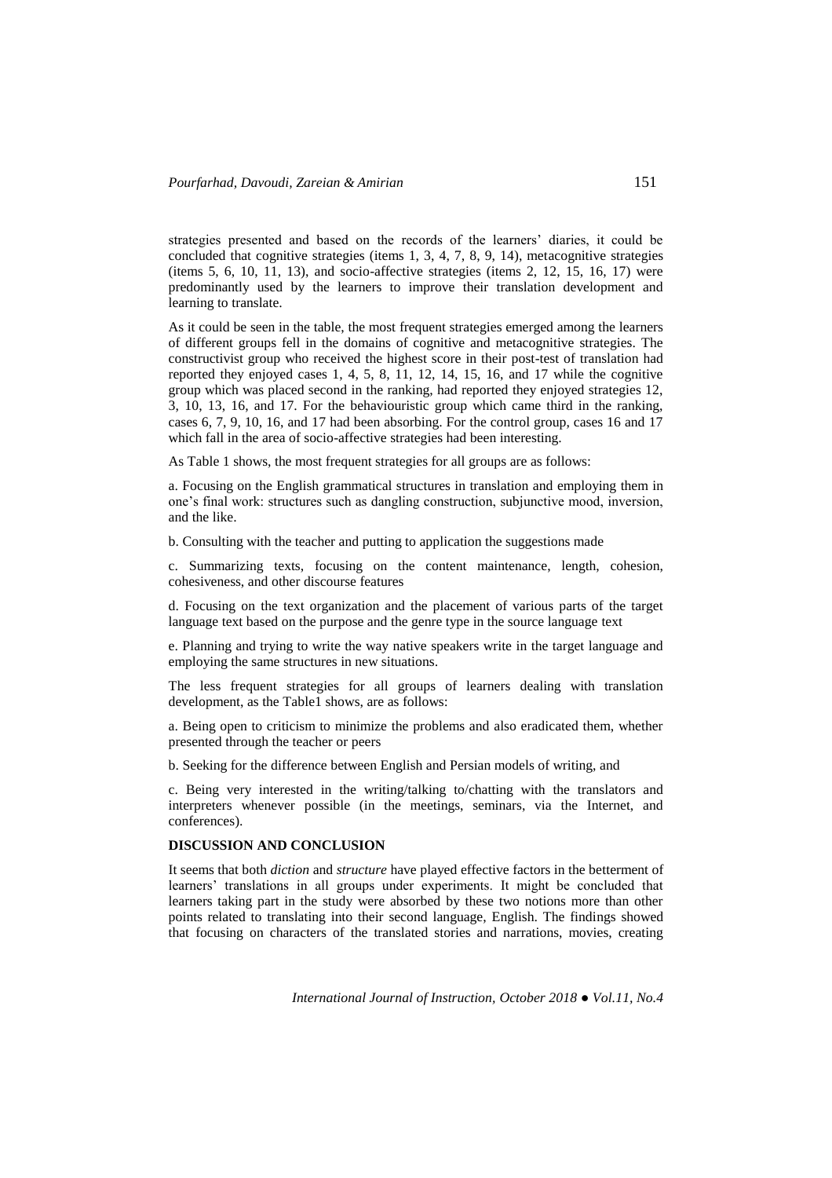strategies presented and based on the records of the learners' diaries, it could be concluded that cognitive strategies (items 1, 3, 4, 7, 8, 9, 14), metacognitive strategies (items 5, 6, 10, 11, 13), and socio-affective strategies (items 2, 12, 15, 16, 17) were predominantly used by the learners to improve their translation development and learning to translate.

As it could be seen in the table, the most frequent strategies emerged among the learners of different groups fell in the domains of cognitive and metacognitive strategies. The constructivist group who received the highest score in their post-test of translation had reported they enjoyed cases 1, 4, 5, 8, 11, 12, 14, 15, 16, and 17 while the cognitive group which was placed second in the ranking, had reported they enjoyed strategies 12, 3, 10, 13, 16, and 17. For the behaviouristic group which came third in the ranking, cases 6, 7, 9, 10, 16, and 17 had been absorbing. For the control group, cases 16 and 17 which fall in the area of socio-affective strategies had been interesting.

As Table 1 shows, the most frequent strategies for all groups are as follows:

a. Focusing on the English grammatical structures in translation and employing them in one's final work: structures such as dangling construction, subjunctive mood, inversion, and the like.

b. Consulting with the teacher and putting to application the suggestions made

c. Summarizing texts, focusing on the content maintenance, length, cohesion, cohesiveness, and other discourse features

d. Focusing on the text organization and the placement of various parts of the target language text based on the purpose and the genre type in the source language text

e. Planning and trying to write the way native speakers write in the target language and employing the same structures in new situations.

The less frequent strategies for all groups of learners dealing with translation development, as the Table1 shows, are as follows:

a. Being open to criticism to minimize the problems and also eradicated them, whether presented through the teacher or peers

b. Seeking for the difference between English and Persian models of writing, and

c. Being very interested in the writing/talking to/chatting with the translators and interpreters whenever possible (in the meetings, seminars, via the Internet, and conferences).

## DISCUSSION AND CONCLUSION

It seems that both *diction* and *structure* have played effective factors in the betterment of learners' translations in all groups under experiments. It might be concluded that learners taking part in the study were absorbed by these two notions more than other points related to translating into their second language, English. The findings showed that focusing on characters of the translated stories and narrations, movies, creating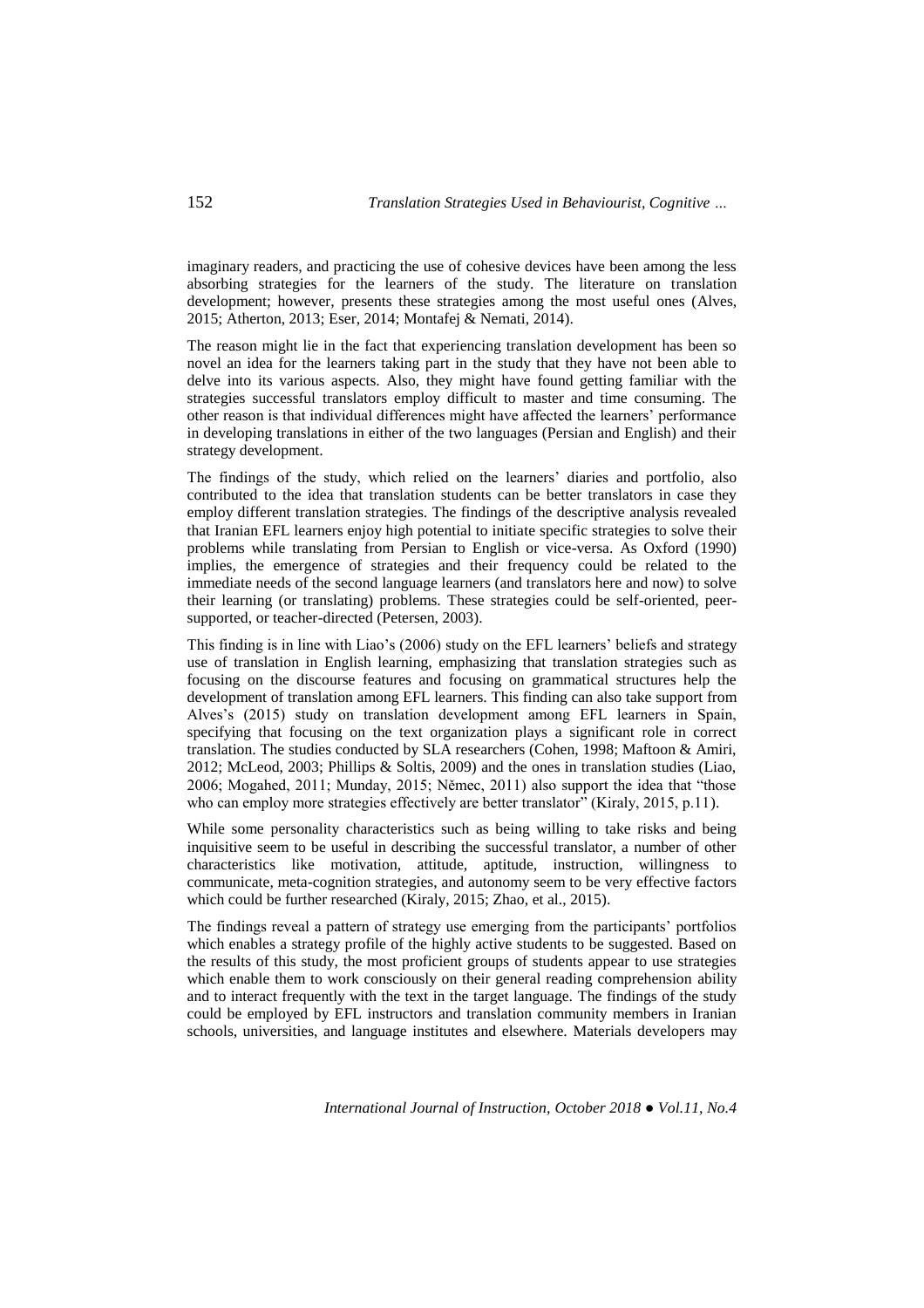imaginary readers, and practicing the use of cohesive devices have been among the less absorbing strategies for the learners of the study. The literature on translation development; however, presents these strategies among the most useful ones (Alves, 2015; Atherton, 2013; Eser, 2014; Montafej & Nemati, 2014).

The reason might lie in the fact that experiencing translation development has been so novel an idea for the learners taking part in the study that they have not been able to delve into its various aspects. Also, they might have found getting familiar with the strategies successful translators employ difficult to master and time consuming. The other reason is that individual differences might have affected the learners' performance in developing translations in either of the two languages (Persian and English) and their strategy development.

The findings of the study, which relied on the learners' diaries and portfolio, also contributed to the idea that translation students can be better translators in case they employ different translation strategies. The findings of the descriptive analysis revealed that Iranian EFL learners enjoy high potential to initiate specific strategies to solve their problems while translating from Persian to English or vice-versa. As Oxford (1990) implies, the emergence of strategies and their frequency could be related to the immediate needs of the second language learners (and translators here and now) to solve their learning (or translating) problems. These strategies could be self-oriented, peer-supported, or teacher-directed (Petersen, 2003).

This finding is in line with Liao's (2006) study on the EFL learners' beliefs and strategy use of translation in English learning, emphasizing that translation strategies such as focusing on the discourse features and focusing on grammatical structures help the development of translation among EFL learners. This finding can also take support from Alves's (2015) study on translation development among EFL learners in Spain, specifying that focusing on the text organization plays a significant role in correct translation. The studies conducted by SLA researchers (Cohen, 1998; Maftoon & Amiri, 2012; McLeod, 2003; Phillips & Soltis, 2009) and the ones in translation studies (Liao, 2006; Mogahed, 2011; Munday, 2015; Němec, 2011) also support the idea that "those who can employ more strategies effectively are better translator" (Kiraly, 2015, p.11).

While some personality characteristics such as being willing to take risks and being inquisitive seem to be useful in describing the successful translator, a number of other characteristics like motivation, attitude, aptitude, instruction, willingness to communicate, meta-cognition strategies, and autonomy seem to be very effective factors which could be further researched (Kiraly, 2015; Zhao, et al., 2015).

The findings reveal a pattern of strategy use emerging from the participants' portfolios which enables a strategy profile of the highly active students to be suggested. Based on the results of this study, the most proficient groups of students appear to use strategies which enable them to work consciously on their general reading comprehension ability and to interact frequently with the text in the target language. The findings of the study could be employed by EFL instructors and translation community members in Iranian schools, universities, and language institutes and elsewhere. Materials developers may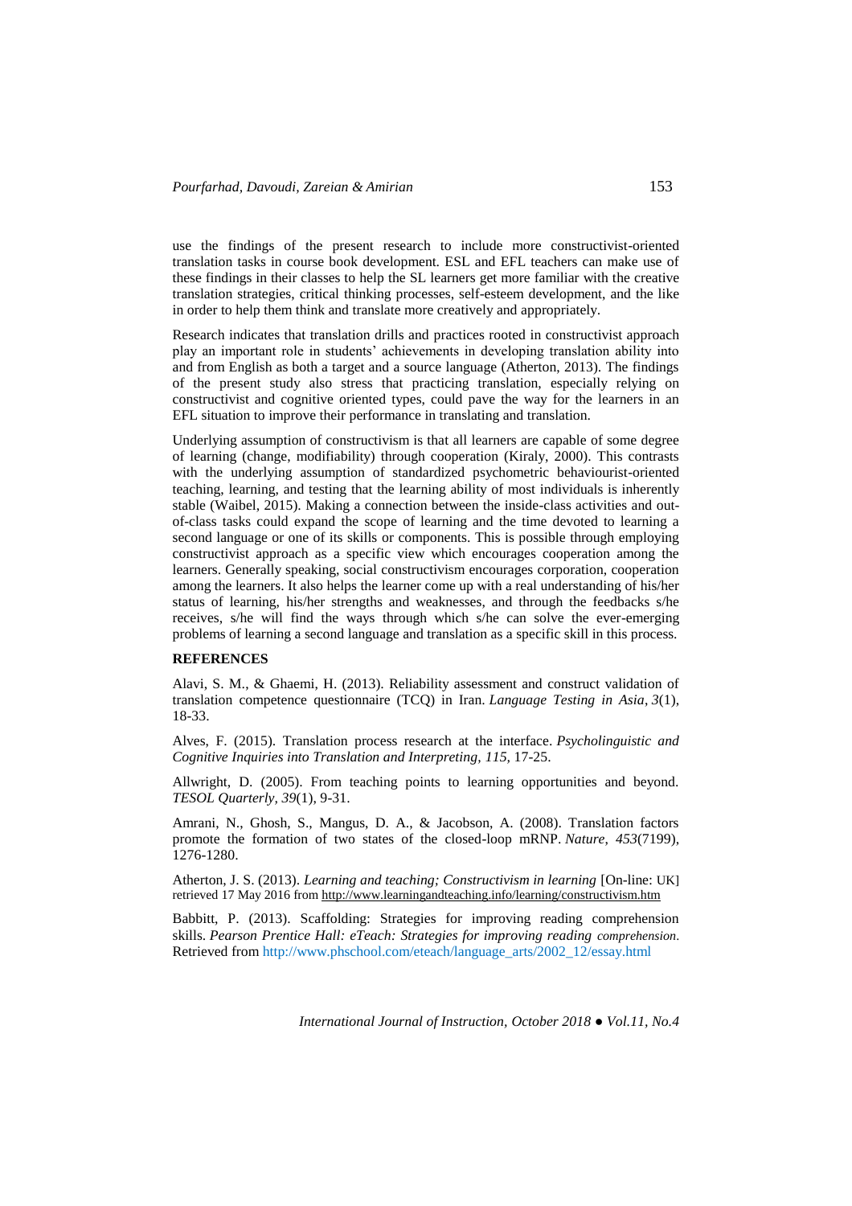use the findings of the present research to include more constructivist-oriented translation tasks in course book development. ESL and EFL teachers can make use of these findings in their classes to help the SL learners get more familiar with the creative translation strategies, critical thinking processes, self-esteem development, and the like in order to help them think and translate more creatively and appropriately.

Research indicates that translation drills and practices rooted in constructivist approach play an important role in students' achievements in developing translation ability into and from English as both a target and a source language (Atherton, 2013). The findings of the present study also stress that practicing translation, especially relying on constructivist and cognitive oriented types, could pave the way for the learners in an EFL situation to improve their performance in translating and translation.

Underlying assumption of constructivism is that all learners are capable of some degree of learning (change, modifiability) through cooperation (Kiraly, 2000). This contrasts with the underlying assumption of standardized psychometric behaviourist-oriented teaching, learning, and testing that the learning ability of most individuals is inherently stable (Waibel, 2015). Making a connection between the inside-class activities and out-of-class tasks could expand the scope of learning and the time devoted to learning a second language or one of its skills or components. This is possible through employing constructivist approach as a specific view which encourages cooperation among the learners. Generally speaking, social constructivism encourages corporation, cooperation among the learners. It also helps the learner come up with a real understanding of his/her status of learning, his/her strengths and weaknesses, and through the feedbacks s/he receives, s/he will find the ways through which s/he can solve the ever-emerging problems of learning a second language and translation as a specific skill in this process.

**REFERENCES**

Alavi, S. M., & Ghaemi, H. (2013). Reliability assessment and construct validation of translation competence questionnaire (TCQ) in Iran. *Language Testing in Asia*, *3*(1), 18-33.

Alves, F. (2015). Translation process research at the interface. *Psycholinguistic and Cognitive Inquiries into Translation and Interpreting, 115*, 17-25.

Allwright, D. (2005). From teaching points to learning opportunities and beyond. *TESOL Quarterly*, *39*(1), 9-31.

Amrani, N., Ghosh, S., Mangus, D. A., & Jacobson, A. (2008). Translation factors promote the formation of two states of the closed-loop mRNP. *Nature*, *453*(7199), 1276-1280.

Atherton, J. S. (2013). *Learning and teaching; Constructivism in learning* [On-line: UK] retrieved 17 May 2016 from http://www.learningandteaching.info/learning/constructivism.htm

Babbitt, P. (2013). Scaffolding: Strategies for improving reading comprehension skills. *Pearson Prentice Hall: eTeach: Strategies for improving reading comprehension*. Retrieved from http://www.phschool.com/eteach/language_arts/2002_12/essay.html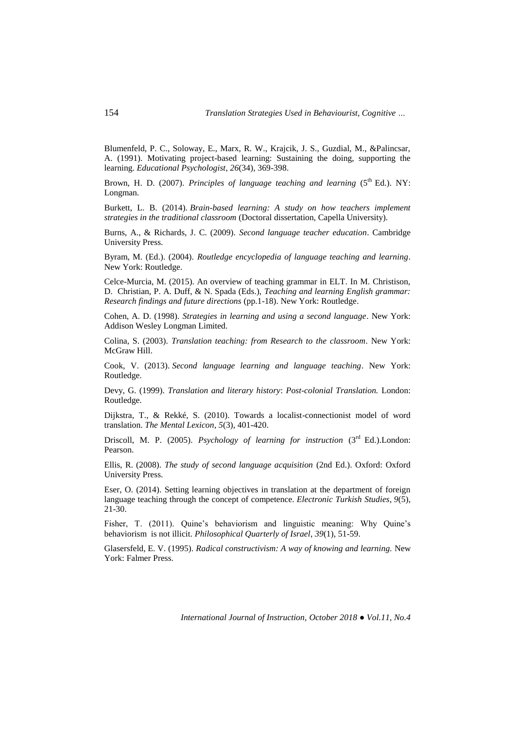Blumenfeld, P. C., Soloway, E., Marx, R. W., Krajcik, J. S., Guzdial, M., &Palincsar, A. (1991). Motivating project-based learning: Sustaining the doing, supporting the learning. *Educational Psychologist*, *26*(34), 369-398.

Brown, H. D. (2007). *Principles of language teaching and learning* (5th Ed.). NY: Longman.

Burkett, L. B. (2014). *Brain-based learning: A study on how teachers implement strategies in the traditional classroom* (Doctoral dissertation, Capella University).

Burns, A., & Richards, J. C. (2009). *Second language teacher education*. Cambridge University Press.

Byram, M. (Ed.). (2004). *Routledge encyclopedia of language teaching and learning*. New York: Routledge.

Celce-Murcia, M. (2015). An overview of teaching grammar in ELT. In M. Christison, D. Christian, P. A. Duff, & N. Spada (Eds.), *Teaching and learning English grammar: Research findings and future directions* (pp.1-18). New York: Routledge.

Cohen, A. D. (1998). *Strategies in learning and using a second language*. New York: Addison Wesley Longman Limited.

Colina, S. (2003). *Translation teaching: from Research to the classroom*. New York: McGraw Hill.

Cook, V. (2013). *Second language learning and language teaching*. New York: Routledge.

Devy, G. (1999). *Translation and literary history*: *Post-colonial Translation.* London: Routledge.

Dijkstra, T., & Rekké, S. (2010). Towards a localist-connectionist model of word translation. *The Mental Lexicon*, *5*(3), 401-420.

Driscoll, M. P. (2005). *Psychology of learning for instruction* (3rd Ed.).London: Pearson.

Ellis, R. (2008). *The study of second language acquisition* (2nd Ed.). Oxford: Oxford University Press.

Eser, O. (2014). Setting learning objectives in translation at the department of foreign language teaching through the concept of competence. *Electronic Turkish Studies*, *9*(5), 21-30.

Fisher, T. (2011). Quine's behaviorism and linguistic meaning: Why Quine's behaviorism is not illicit. *Philosophical Quarterly of Israel*, *39*(1), 51-59.

Glasersfeld, E. V. (1995). *Radical constructivism: A way of knowing and learning.* New York: Falmer Press.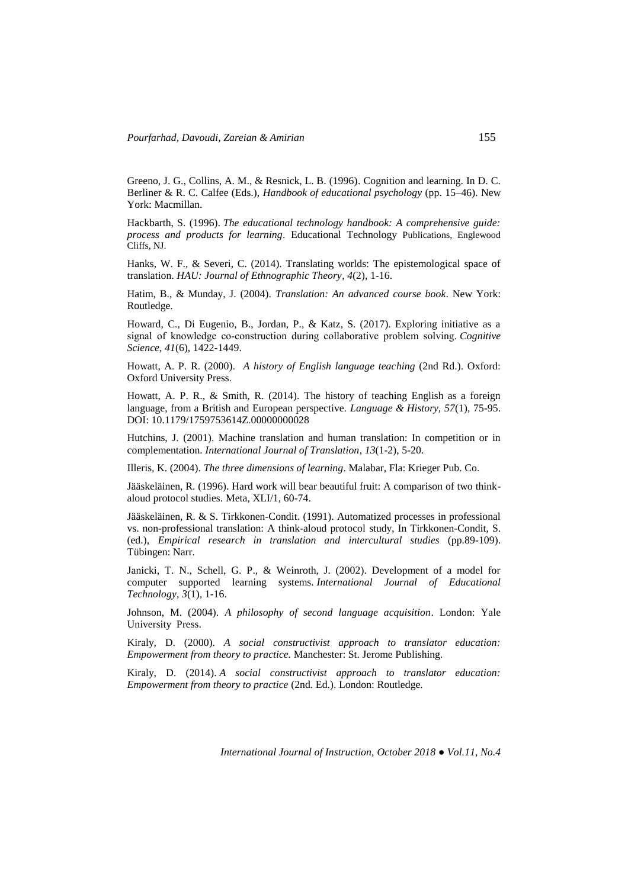Greeno, J. G., Collins, A. M., & Resnick, L. B. (1996). Cognition and learning. In D. C. Berliner & R. C. Calfee (Eds.), *Handbook of educational psychology* (pp. 15–46). New York: Macmillan.

Hackbarth, S. (1996). *The educational technology handbook: A comprehensive guide: process and products for learning*. Educational Technology Publications, Englewood Cliffs, NJ.

Hanks, W. F., & Severi, C. (2014). Translating worlds: The epistemological space of translation. *HAU: Journal of Ethnographic Theory*, *4*(2), 1-16.

Hatim, B., & Munday, J. (2004). *Translation: An advanced course book*. New York: Routledge.

Howard, C., Di Eugenio, B., Jordan, P., & Katz, S. (2017). Exploring initiative as a signal of knowledge co-construction during collaborative problem solving. *Cognitive Science*, *41*(6), 1422-1449.

Howatt, A. P. R. (2000). *A history of English language teaching* (2nd Rd.). Oxford: Oxford University Press.

Howatt, A. P. R., & Smith, R. (2014). The history of teaching English as a foreign language, from a British and European perspective. *Language & History*, *57*(1), 75-95. DOI: 10.1179/1759753614Z.00000000028

Hutchins, J. (2001). Machine translation and human translation: In competition or in complementation. *International Journal of Translation*, *13*(1-2), 5-20.

Illeris, K. (2004). *The three dimensions of learning*. Malabar, Fla: Krieger Pub. Co.

Jääskeläinen, R. (1996). Hard work will bear beautiful fruit: A comparison of two think-aloud protocol studies. Meta, XLI/1, 60-74.

Jääskeläinen, R. & S. Tirkkonen-Condit. (1991). Automatized processes in professional vs. non-professional translation: A think-aloud protocol study, In Tirkkonen-Condit, S. (ed.), *Empirical research in translation and intercultural studies* (pp.89-109). Tübingen: Narr.

Janicki, T. N., Schell, G. P., & Weinroth, J. (2002). Development of a model for computer supported learning systems. *International Journal of Educational Technology*, *3*(1), 1-16.

Johnson, M. (2004). *A philosophy of second language acquisition*. London: Yale University Press.

Kiraly, D. (2000). *A social constructivist approach to translator education: Empowerment from theory to practice.* Manchester: St. Jerome Publishing.

Kiraly, D. (2014). *A social constructivist approach to translator education: Empowerment from theory to practice* (2nd. Ed.). London: Routledge.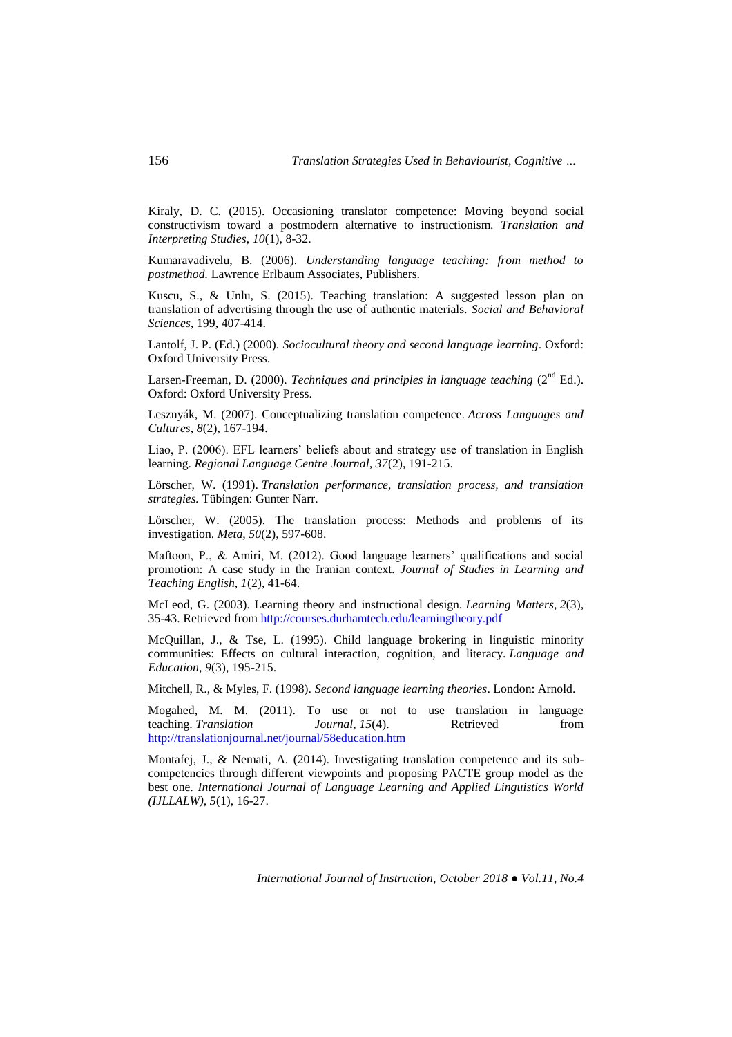Kiraly, D. C. (2015). Occasioning translator competence: Moving beyond social constructivism toward a postmodern alternative to instructionism. *Translation and Interpreting Studies*, *10*(1), 8-32.

Kumaravadivelu, B. (2006). *Understanding language teaching: from method to postmethod.* Lawrence Erlbaum Associates, Publishers.

Kuscu, S., & Unlu, S. (2015). Teaching translation: A suggested lesson plan on translation of advertising through the use of authentic materials. *Social and Behavioral Sciences*, 199, 407-414.

Lantolf, J. P. (Ed.) (2000). *Sociocultural theory and second language learning*. Oxford: Oxford University Press.

Larsen-Freeman, D. (2000). *Techniques and principles in language teaching* (2nd Ed.). Oxford: Oxford University Press.

Lesznyák, M. (2007). Conceptualizing translation competence. *Across Languages and Cultures*, *8*(2), 167-194.

Liao, P. (2006). EFL learners' beliefs about and strategy use of translation in English learning. *Regional Language Centre Journal, 37*(2), 191-215.

Lörscher, W. (1991). *Translation performance, translation process, and translation strategies.* Tübingen: Gunter Narr.

Lörscher, W. (2005). The translation process: Methods and problems of its investigation. *Meta*, *50*(2), 597-608.

Maftoon, P., & Amiri, M. (2012). Good language learners' qualifications and social promotion: A case study in the Iranian context. *Journal of Studies in Learning and Teaching English, 1*(2), 41-64.

McLeod, G. (2003). Learning theory and instructional design. *Learning Matters*, *2*(3), 35-43. Retrieved from http://courses.durhamtech.edu/learningtheory.pdf

McQuillan, J., & Tse, L. (1995). Child language brokering in linguistic minority communities: Effects on cultural interaction, cognition, and literacy. *Language and Education*, *9*(3), 195-215.

Mitchell, R., & Myles, F. (1998). *Second language learning theories*. London: Arnold.

Mogahed, M. M. (2011). To use or not to use translation in language teaching. *Translation Journal*, *15*(4). Retrieved from http://translationjournal.net/journal/58education.htm

Montafej, J., & Nemati, A. (2014). Investigating translation competence and its sub-competencies through different viewpoints and proposing PACTE group model as the best one. *International Journal of Language Learning and Applied Linguistics World (IJLLALW), 5*(1), 16-27.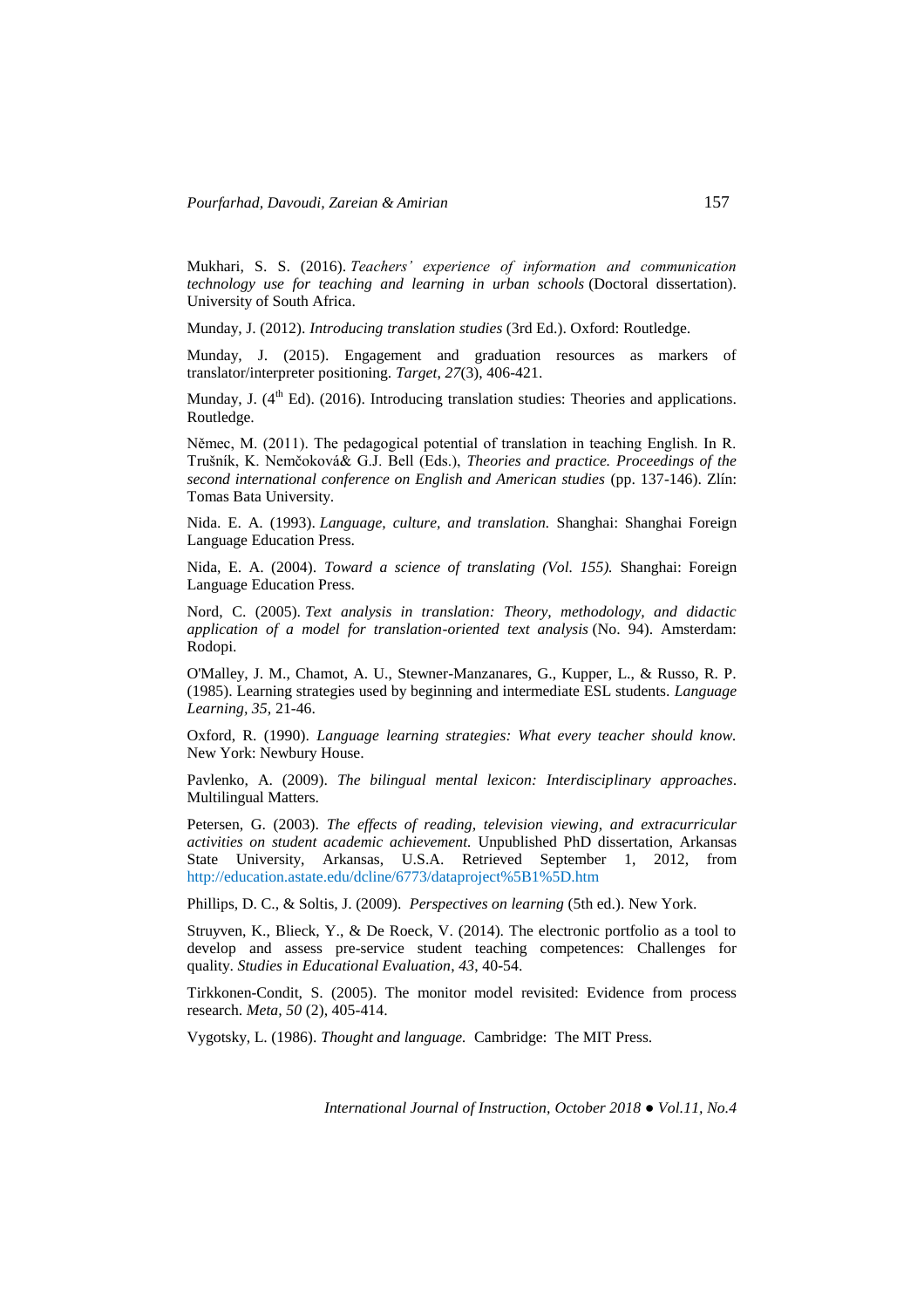Mukhari, S. S. (2016). *Teachers' experience of information and communication technology use for teaching and learning in urban schools* (Doctoral dissertation). University of South Africa.

Munday, J. (2012). *Introducing translation studies* (3rd Ed.). Oxford: Routledge.

Munday, J. (2015). Engagement and graduation resources as markers of translator/interpreter positioning. *Target, 27*(3), 406-421.

Munday, J. (4th Ed). (2016). Introducing translation studies: Theories and applications. Routledge.

Němec, M. (2011). The pedagogical potential of translation in teaching English. In R. Trušník, K. Nemčoková& G.J. Bell (Eds.), *Theories and practice. Proceedings of the second international conference on English and American studies* (pp. 137-146). Zlín: Tomas Bata University.

Nida. E. A. (1993). *Language, culture, and translation.* Shanghai: Shanghai Foreign Language Education Press.

Nida, E. A. (2004). *Toward a science of translating (Vol. 155).* Shanghai: Foreign Language Education Press.

Nord, C. (2005). *Text analysis in translation: Theory, methodology, and didactic application of a model for translation-oriented text analysis* (No. 94). Amsterdam: Rodopi.

O'Malley, J. M., Chamot, A. U., Stewner-Manzanares, G., Kupper, L., & Russo, R. P. (1985). Learning strategies used by beginning and intermediate ESL students. *Language Learning, 35,* 21-46.

Oxford, R. (1990). *Language learning strategies: What every teacher should know.* New York: Newbury House.

Pavlenko, A. (2009). *The bilingual mental lexicon: Interdisciplinary approaches*. Multilingual Matters.

Petersen, G. (2003). *The effects of reading, television viewing, and extracurricular activities on student academic achievement.* Unpublished PhD dissertation, Arkansas State University, Arkansas, U.S.A. Retrieved September 1, 2012, from http://education.astate.edu/dcline/6773/dataproject%5B1%5D.htm

Phillips, D. C., & Soltis, J. (2009). *Perspectives on learning* (5th ed.). New York.

Struyven, K., Blieck, Y., & De Roeck, V. (2014). The electronic portfolio as a tool to develop and assess pre-service student teaching competences: Challenges for quality. *Studies in Educational Evaluation, 43,* 40-54.

Tirkkonen-Condit, S. (2005). The monitor model revisited: Evidence from process research. *Meta, 50* (2), 405-414.

Vygotsky, L. (1986). *Thought and language.* Cambridge: The MIT Press.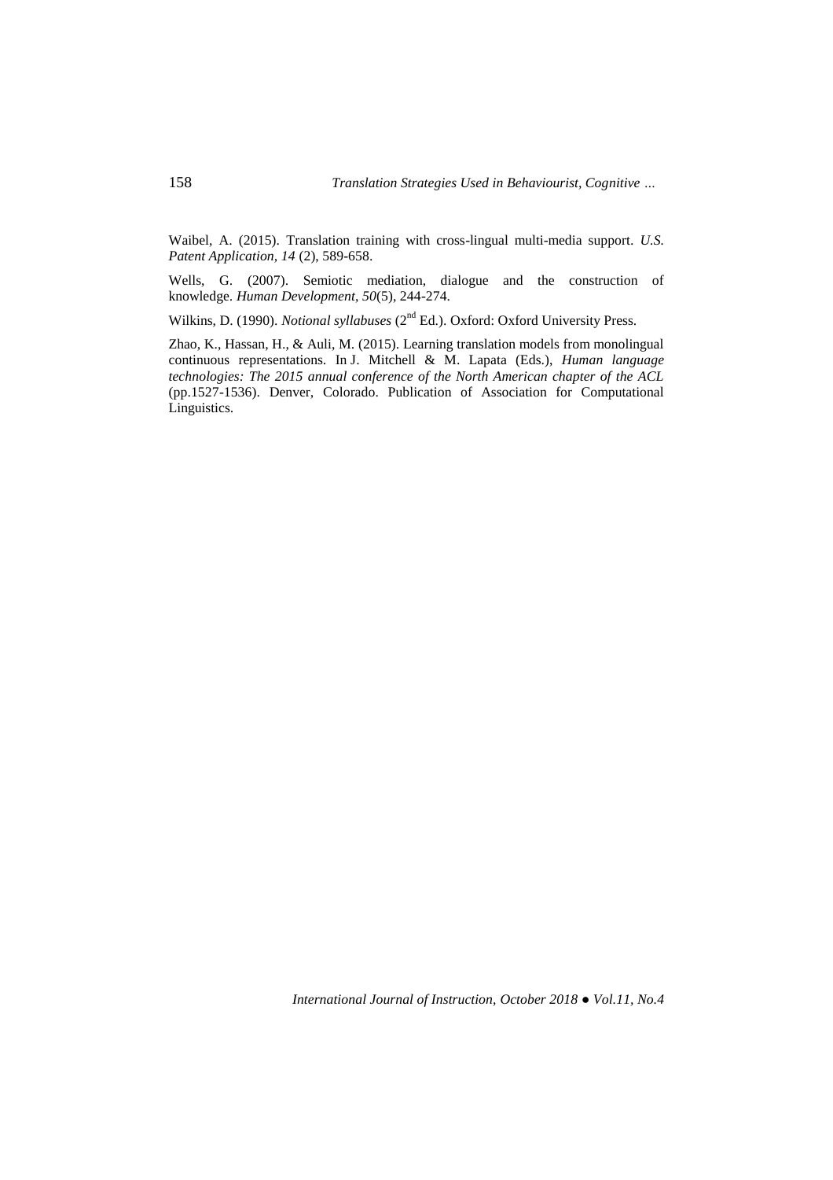Waibel, A. (2015). Translation training with cross-lingual multi-media support. *U.S. Patent Application, 14* (2), 589-658.

Wells, G. (2007). Semiotic mediation, dialogue and the construction of knowledge. *Human Development*, *50*(5), 244-274.

Wilkins, D. (1990). *Notional syllabuses* (2nd Ed.). Oxford: Oxford University Press.

Zhao, K., Hassan, H., & Auli, M. (2015). Learning translation models from monolingual continuous representations. In J. Mitchell & M. Lapata (Eds.), *Human language technologies: The 2015 annual conference of the North American chapter of the ACL* (pp.1527-1536). Denver, Colorado. Publication of Association for Computational Linguistics.